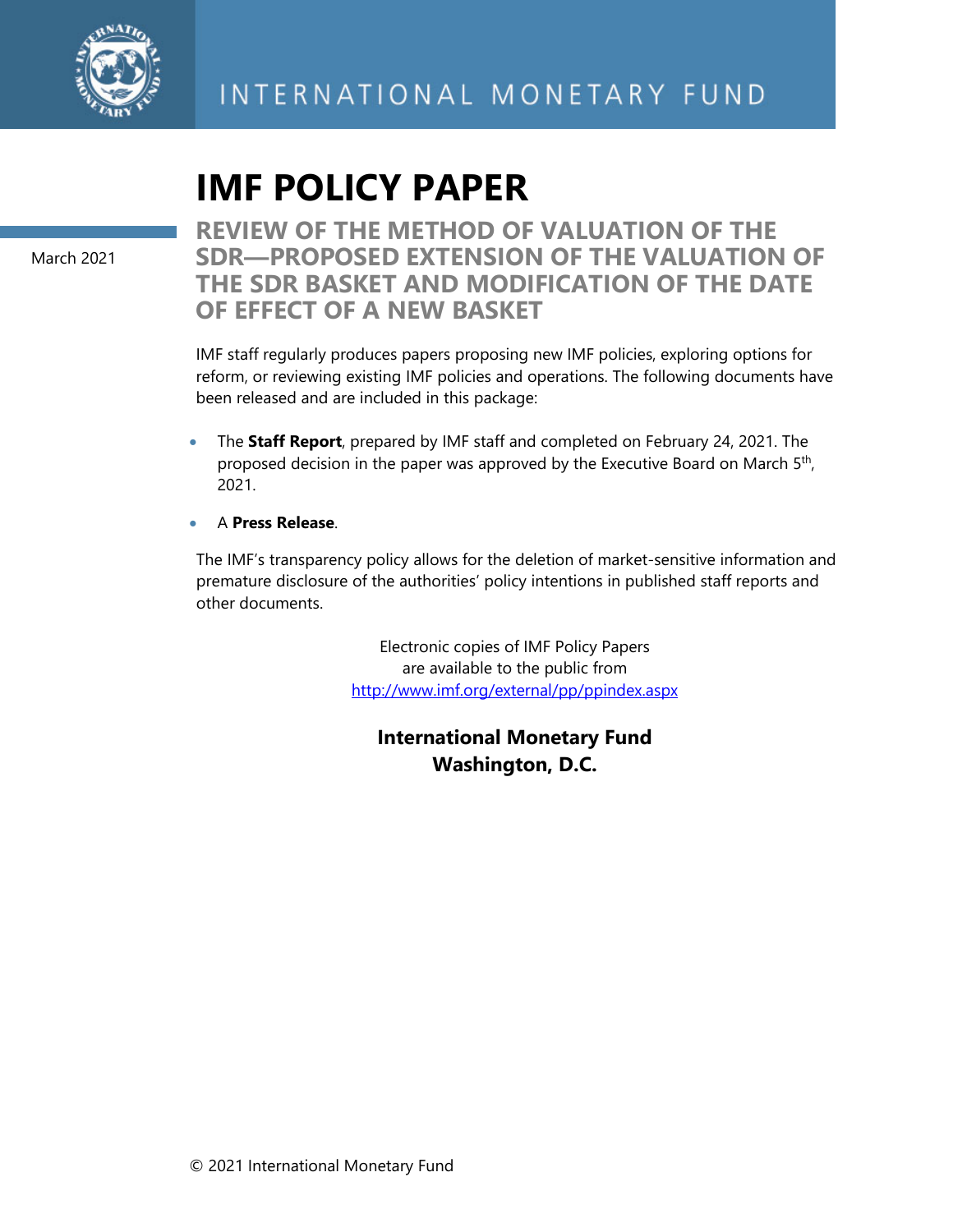INTERNATIONAL MONETARY FUND

# IMF POLICY PAPER

March 2021

## REVIEW OF THE METHOD OF VALUATION OF THE SDR—PROPOSED EXTENSION OF THE VALUATION OF THE SDR BASKET AND MODIFICATION OF THE DATE OF EFFECT OF A NEW BASKET

IMF staff regularly produces papers proposing new IMF policies, exploring options for reform, or reviewing existing IMF policies and operations. The following documents have been released and are included in this package:

- The **Staff Report**, prepared by IMF staff and completed on February 24, 2021. The proposed decision in the paper was approved by the Executive Board on March 5th, 2021.
- A **Press Release**.

The IMF's transparency policy allows for the deletion of market-sensitive information and premature disclosure of the authorities' policy intentions in published staff reports and other documents.

Electronic copies of IMF Policy Papers are available to the public from http://www.imf.org/external/pp/ppindex.aspx

**International Monetary Fund**
**Washington, D.C.**

© 2021 International Monetary Fund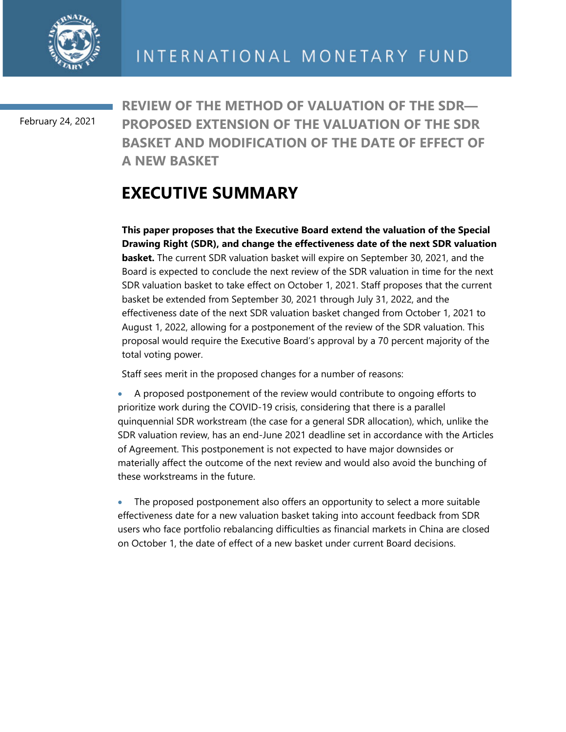February 24, 2021

# REVIEW OF THE METHOD OF VALUATION OF THE SDR—PROPOSED EXTENSION OF THE VALUATION OF THE SDR BASKET AND MODIFICATION OF THE DATE OF EFFECT OF A NEW BASKET

## EXECUTIVE SUMMARY

**This paper proposes that the Executive Board extend the valuation of the Special Drawing Right (SDR), and change the effectiveness date of the next SDR valuation basket.** The current SDR valuation basket will expire on September 30, 2021, and the Board is expected to conclude the next review of the SDR valuation in time for the next SDR valuation basket to take effect on October 1, 2021. Staff proposes that the current basket be extended from September 30, 2021 through July 31, 2022, and the effectiveness date of the next SDR valuation basket changed from October 1, 2021 to August 1, 2022, allowing for a postponement of the review of the SDR valuation. This proposal would require the Executive Board's approval by a 70 percent majority of the total voting power.

Staff sees merit in the proposed changes for a number of reasons:

- A proposed postponement of the review would contribute to ongoing efforts to prioritize work during the COVID-19 crisis, considering that there is a parallel quinquennial SDR workstream (the case for a general SDR allocation), which, unlike the SDR valuation review, has an end-June 2021 deadline set in accordance with the Articles of Agreement. This postponement is not expected to have major downsides or materially affect the outcome of the next review and would also avoid the bunching of these workstreams in the future.

- The proposed postponement also offers an opportunity to select a more suitable effectiveness date for a new valuation basket taking into account feedback from SDR users who face portfolio rebalancing difficulties as financial markets in China are closed on October 1, the date of effect of a new basket under current Board decisions.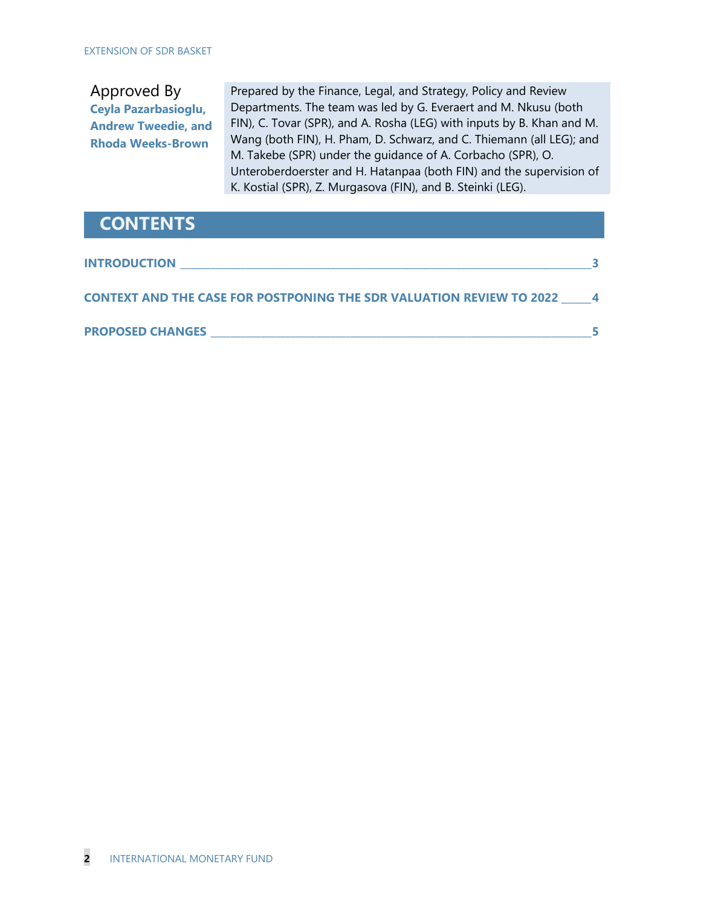Approved By
**Ceyla Pazarbasioglu, Andrew Tweedie, and Rhoda Weeks-Brown**

Prepared by the Finance, Legal, and Strategy, Policy and Review Departments. The team was led by G. Everaert and M. Nkusu (both FIN), C. Tovar (SPR), and A. Rosha (LEG) with inputs by B. Khan and M. Wang (both FIN), H. Pham, D. Schwarz, and C. Thiemann (all LEG); and M. Takebe (SPR) under the guidance of A. Corbacho (SPR), O. Unteroberdoerster and H. Hatanpaa (both FIN) and the supervision of K. Kostial (SPR), Z. Murgasova (FIN), and B. Steinki (LEG).

## CONTENTS

**INTRODUCTION** ______ 3

**CONTEXT AND THE CASE FOR POSTPONING THE SDR VALUATION REVIEW TO 2022** ______ 4

**PROPOSED CHANGES** ______ 5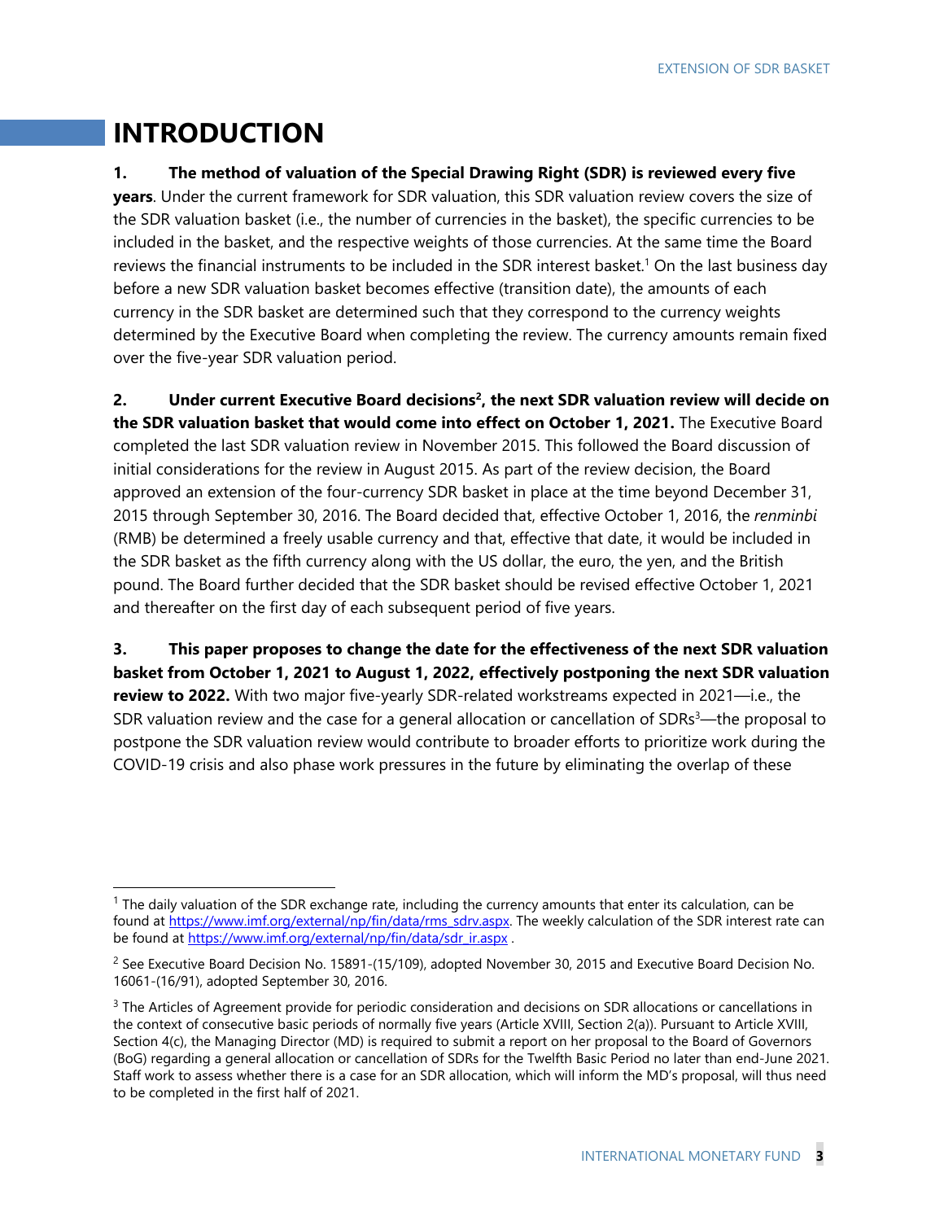# INTRODUCTION

**1. The method of valuation of the Special Drawing Right (SDR) is reviewed every five years**. Under the current framework for SDR valuation, this SDR valuation review covers the size of the SDR valuation basket (i.e., the number of currencies in the basket), the specific currencies to be included in the basket, and the respective weights of those currencies. At the same time the Board reviews the financial instruments to be included in the SDR interest basket.[1] On the last business day before a new SDR valuation basket becomes effective (transition date), the amounts of each currency in the SDR basket are determined such that they correspond to the currency weights determined by the Executive Board when completing the review. The currency amounts remain fixed over the five-year SDR valuation period.

**2. Under current Executive Board decisions[2], the next SDR valuation review will decide on the SDR valuation basket that would come into effect on October 1, 2021.** The Executive Board completed the last SDR valuation review in November 2015. This followed the Board discussion of initial considerations for the review in August 2015. As part of the review decision, the Board approved an extension of the four-currency SDR basket in place at the time beyond December 31, 2015 through September 30, 2016. The Board decided that, effective October 1, 2016, the *renminbi* (RMB) be determined a freely usable currency and that, effective that date, it would be included in the SDR basket as the fifth currency along with the US dollar, the euro, the yen, and the British pound. The Board further decided that the SDR basket should be revised effective October 1, 2021 and thereafter on the first day of each subsequent period of five years.

**3. This paper proposes to change the date for the effectiveness of the next SDR valuation basket from October 1, 2021 to August 1, 2022, effectively postponing the next SDR valuation review to 2022.** With two major five-yearly SDR-related workstreams expected in 2021—i.e., the SDR valuation review and the case for a general allocation or cancellation of SDRs[3]—the proposal to postpone the SDR valuation review would contribute to broader efforts to prioritize work during the COVID-19 crisis and also phase work pressures in the future by eliminating the overlap of these

---

[1] The daily valuation of the SDR exchange rate, including the currency amounts that enter its calculation, can be found at https://www.imf.org/external/np/fin/data/rms_sdrv.aspx. The weekly calculation of the SDR interest rate can be found at https://www.imf.org/external/np/fin/data/sdr_ir.aspx .

[2] See Executive Board Decision No. 15891-(15/109), adopted November 30, 2015 and Executive Board Decision No. 16061-(16/91), adopted September 30, 2016.

[3] The Articles of Agreement provide for periodic consideration and decisions on SDR allocations or cancellations in the context of consecutive basic periods of normally five years (Article XVIII, Section 2(a)). Pursuant to Article XVIII, Section 4(c), the Managing Director (MD) is required to submit a report on her proposal to the Board of Governors (BoG) regarding a general allocation or cancellation of SDRs for the Twelfth Basic Period no later than end-June 2021. Staff work to assess whether there is a case for an SDR allocation, which will inform the MD's proposal, will thus need to be completed in the first half of 2021.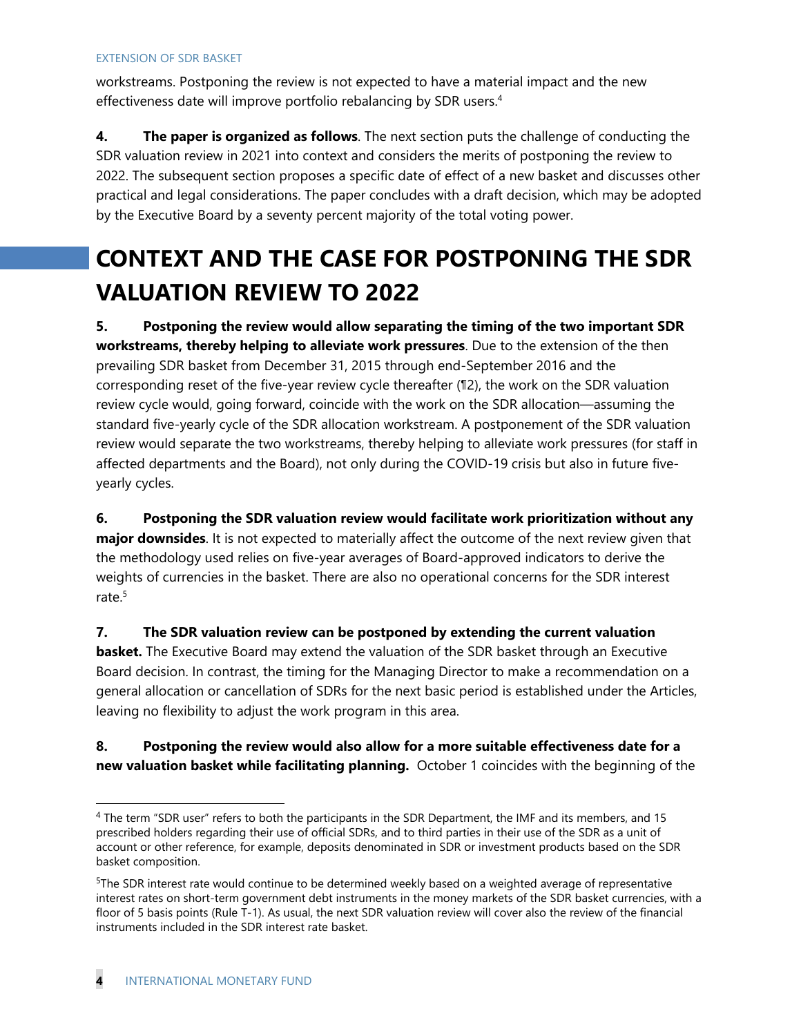workstreams. Postponing the review is not expected to have a material impact and the new effectiveness date will improve portfolio rebalancing by SDR users.[4]

**4. The paper is organized as follows**. The next section puts the challenge of conducting the SDR valuation review in 2021 into context and considers the merits of postponing the review to 2022. The subsequent section proposes a specific date of effect of a new basket and discusses other practical and legal considerations. The paper concludes with a draft decision, which may be adopted by the Executive Board by a seventy percent majority of the total voting power.

## CONTEXT AND THE CASE FOR POSTPONING THE SDR VALUATION REVIEW TO 2022

**5. Postponing the review would allow separating the timing of the two important SDR workstreams, thereby helping to alleviate work pressures**. Due to the extension of the then prevailing SDR basket from December 31, 2015 through end-September 2016 and the corresponding reset of the five-year review cycle thereafter (¶2), the work on the SDR valuation review cycle would, going forward, coincide with the work on the SDR allocation—assuming the standard five-yearly cycle of the SDR allocation workstream. A postponement of the SDR valuation review would separate the two workstreams, thereby helping to alleviate work pressures (for staff in affected departments and the Board), not only during the COVID-19 crisis but also in future five-yearly cycles.

**6. Postponing the SDR valuation review would facilitate work prioritization without any major downsides**. It is not expected to materially affect the outcome of the next review given that the methodology used relies on five-year averages of Board-approved indicators to derive the weights of currencies in the basket. There are also no operational concerns for the SDR interest rate.[5]

**7. The SDR valuation review can be postponed by extending the current valuation basket.** The Executive Board may extend the valuation of the SDR basket through an Executive Board decision. In contrast, the timing for the Managing Director to make a recommendation on a general allocation or cancellation of SDRs for the next basic period is established under the Articles, leaving no flexibility to adjust the work program in this area.

**8. Postponing the review would also allow for a more suitable effectiveness date for a new valuation basket while facilitating planning.** October 1 coincides with the beginning of the

---

[4] The term "SDR user" refers to both the participants in the SDR Department, the IMF and its members, and 15 prescribed holders regarding their use of official SDRs, and to third parties in their use of the SDR as a unit of account or other reference, for example, deposits denominated in SDR or investment products based on the SDR basket composition.

[5] The SDR interest rate would continue to be determined weekly based on a weighted average of representative interest rates on short-term government debt instruments in the money markets of the SDR basket currencies, with a floor of 5 basis points (Rule T-1). As usual, the next SDR valuation review will cover also the review of the financial instruments included in the SDR interest rate basket.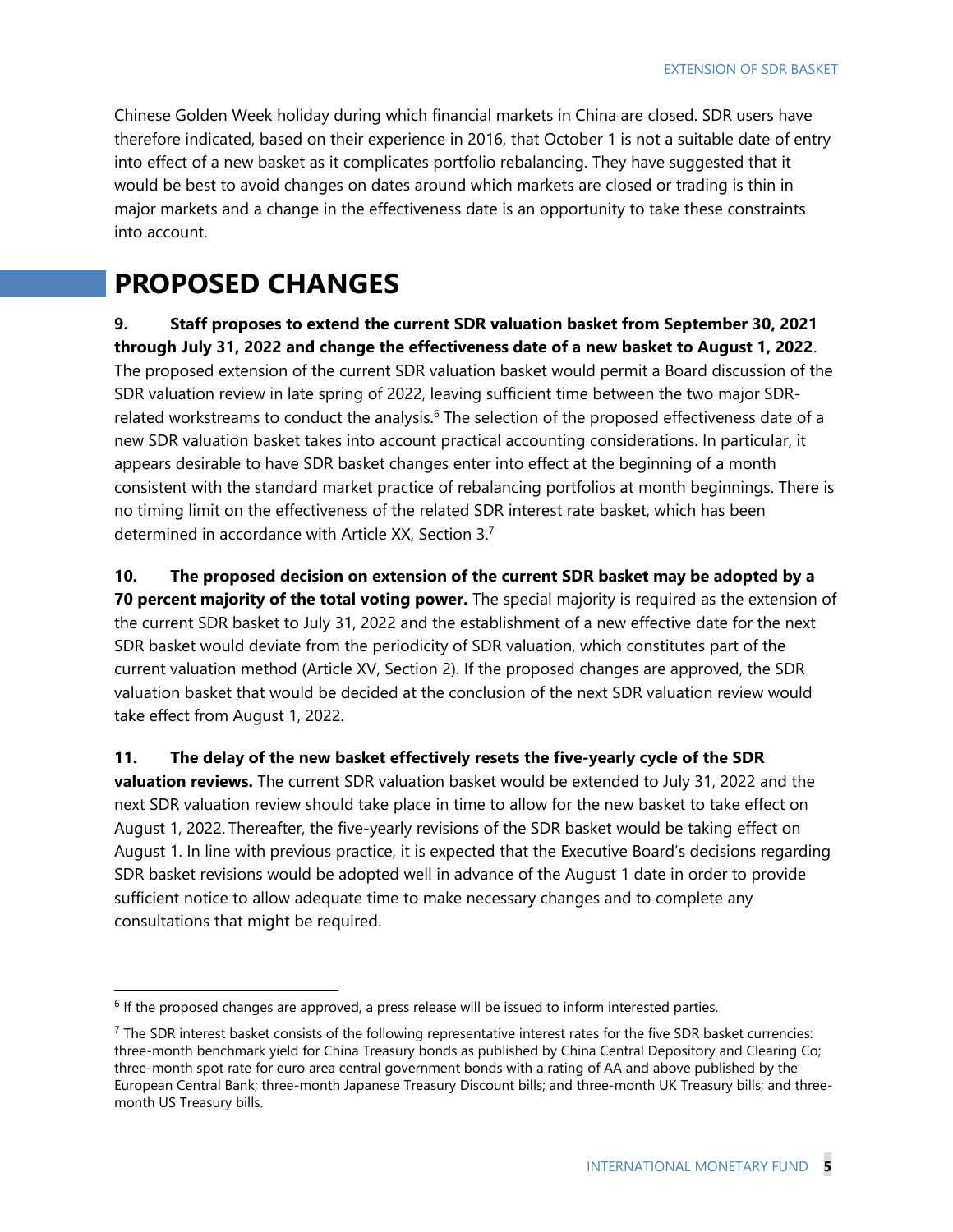Chinese Golden Week holiday during which financial markets in China are closed. SDR users have therefore indicated, based on their experience in 2016, that October 1 is not a suitable date of entry into effect of a new basket as it complicates portfolio rebalancing. They have suggested that it would be best to avoid changes on dates around which markets are closed or trading is thin in major markets and a change in the effectiveness date is an opportunity to take these constraints into account.

# PROPOSED CHANGES

**9. Staff proposes to extend the current SDR valuation basket from September 30, 2021 through July 31, 2022 and change the effectiveness date of a new basket to August 1, 2022**. The proposed extension of the current SDR valuation basket would permit a Board discussion of the SDR valuation review in late spring of 2022, leaving sufficient time between the two major SDR-related workstreams to conduct the analysis.[6] The selection of the proposed effectiveness date of a new SDR valuation basket takes into account practical accounting considerations. In particular, it appears desirable to have SDR basket changes enter into effect at the beginning of a month consistent with the standard market practice of rebalancing portfolios at month beginnings. There is no timing limit on the effectiveness of the related SDR interest rate basket, which has been determined in accordance with Article XX, Section 3.[7]

**10. The proposed decision on extension of the current SDR basket may be adopted by a 70 percent majority of the total voting power.** The special majority is required as the extension of the current SDR basket to July 31, 2022 and the establishment of a new effective date for the next SDR basket would deviate from the periodicity of SDR valuation, which constitutes part of the current valuation method (Article XV, Section 2). If the proposed changes are approved, the SDR valuation basket that would be decided at the conclusion of the next SDR valuation review would take effect from August 1, 2022.

**11. The delay of the new basket effectively resets the five-yearly cycle of the SDR valuation reviews.** The current SDR valuation basket would be extended to July 31, 2022 and the next SDR valuation review should take place in time to allow for the new basket to take effect on August 1, 2022. Thereafter, the five-yearly revisions of the SDR basket would be taking effect on August 1. In line with previous practice, it is expected that the Executive Board's decisions regarding SDR basket revisions would be adopted well in advance of the August 1 date in order to provide sufficient notice to allow adequate time to make necessary changes and to complete any consultations that might be required.

---

[6] If the proposed changes are approved, a press release will be issued to inform interested parties.

[7] The SDR interest basket consists of the following representative interest rates for the five SDR basket currencies: three-month benchmark yield for China Treasury bonds as published by China Central Depository and Clearing Co; three-month spot rate for euro area central government bonds with a rating of AA and above published by the European Central Bank; three-month Japanese Treasury Discount bills; and three-month UK Treasury bills; and three-month US Treasury bills.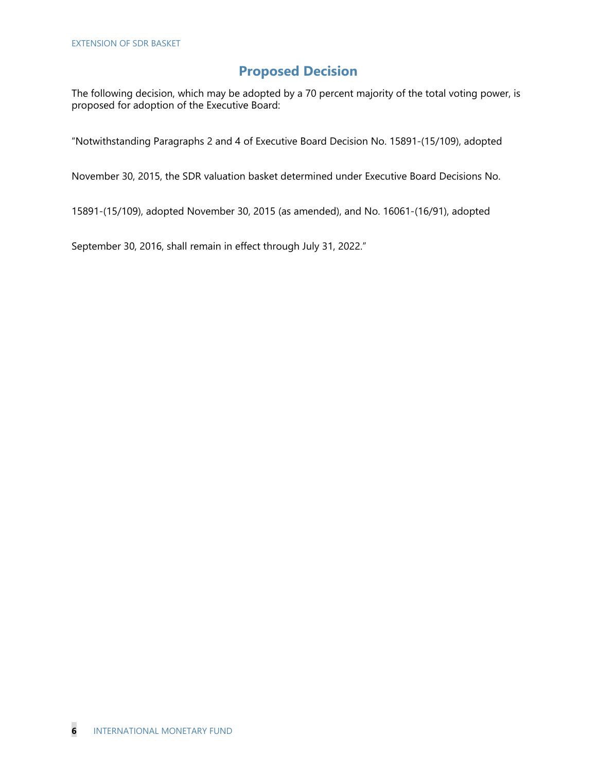## Proposed Decision

The following decision, which may be adopted by a 70 percent majority of the total voting power, is proposed for adoption of the Executive Board:

"Notwithstanding Paragraphs 2 and 4 of Executive Board Decision No. 15891-(15/109), adopted November 30, 2015, the SDR valuation basket determined under Executive Board Decisions No. 15891-(15/109), adopted November 30, 2015 (as amended), and No. 16061-(16/91), adopted September 30, 2016, shall remain in effect through July 31, 2022."